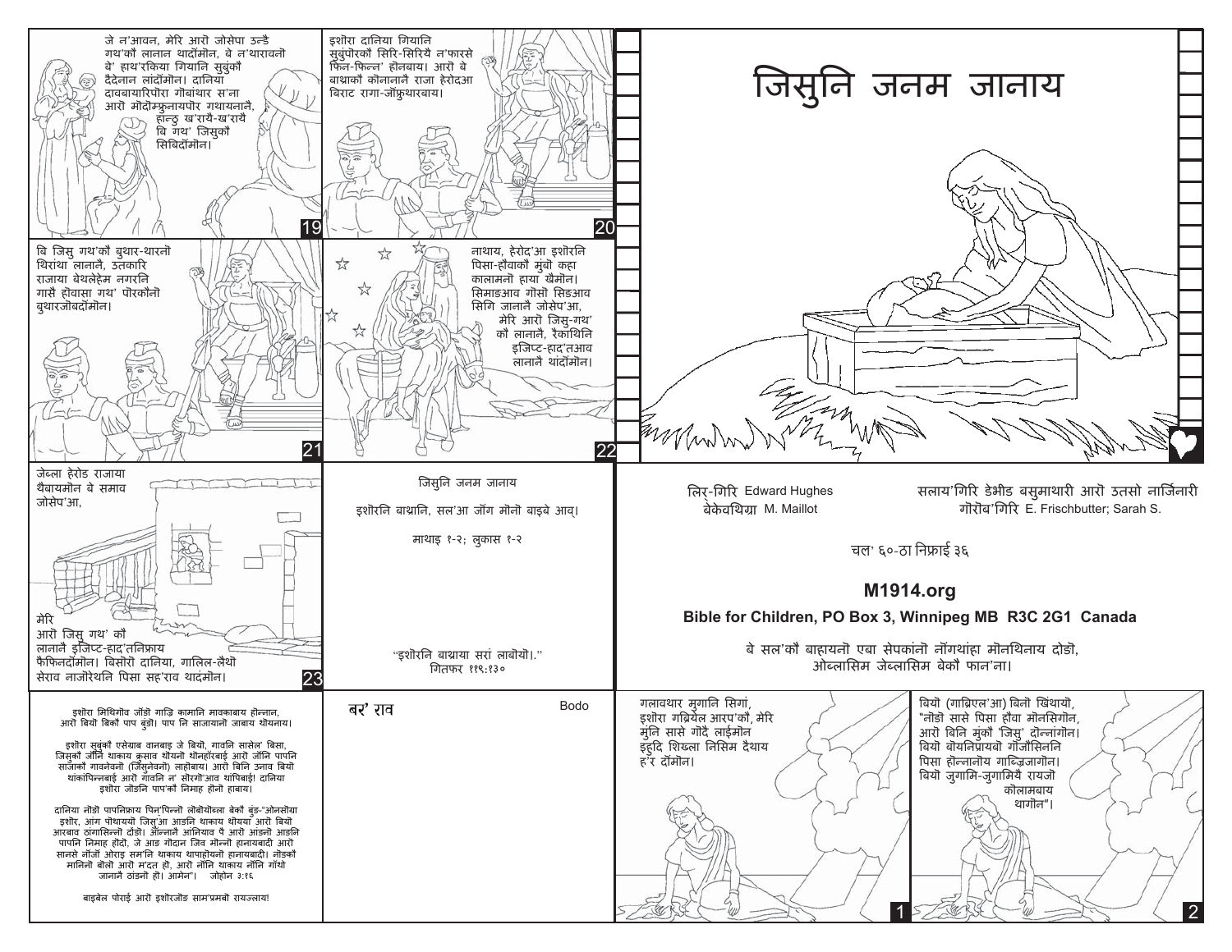# जिसुनि जनम जानाय

लिर-गिरि Edward Hughes
बेकेवथिग्रा M. Maillot

सलाय'गिरि डेभीड बसुमाथारी आरो उतसो नार्जिनारी
गोरोब'गिरि E. Frischbutter; Sarah S.

चल' ६०-ठा निफ्राइ ३६

**M1914.org**

**Bible for Children, PO Box 3, Winnipeg MB R3C 2G1 Canada**

बे सल'कौ बाहायनो एबा सेपकांनो नोंगथांहा मोनथिनाय दोङो, ओब्लासिम जेब्लासिम बेकौ फान'ना।

---

गलावथार मुगानि सिगां, इश्वोरा गब्रियेल आरप'कौ, मेरि मुंनि सासे गोदै लाईमोन इहुदि शिख्ला निसिम दैथाय ह'र दोंमोन।

1

बियो (गाब्रिएल'आ) बिनो खिंथायो, "नोंङो सासे पिसा हौवा मोनसिगोन, आरो बिनि मुंकौ 'जिसु' दोन्नांगोन। बियो बोयनिप्रायबो गोजौसिननि पिसा होन्नानोय गाब्लिजागोन। बियो जुगामि-जुगामियै रायजो कोलामबाय थागोन"।

2

---

जे न'आवन, मेरि आरो जोसेपा उन्डै गथ'कौ लानान थादोंमोन, बे न'थारावनो बे' हाथ'रकिया गियानि सुबुंकौ दैदेनान लांदोंमोन। दानिया दावबायारिपोरा गोबांथार स'ना आरो मोदोम्फ्रुनायपोर गथायनानै, हान्थु ख'रायै-ख'रायै बि गथ' जिसुकौ सिबिदोंमोन।

19

इश्वोरा दानिया गियानि सुबुंपोरकौ सिरि-सिरियै न'फारसे फिन-फिन्न' होनबाय। आरो बे बाथ्राकौ कोनानानै राजा हेरोदआ बिराट रागा-जोंफ्रुथारबाय।

20

बि जिसु गथ'कौ बुथार-थारनो थिरांथा लानानै, उतकारि राजाया बेथलेहेम नगरनि गासै हौवासा गथ' पोरकौनो बुथारजोबदोंमोन।

21

नाथाय, हेरोद'आ इश्वोरनि पिसा-हौवाकौ मुंबो कहा कालामनो हाया खैमोन। सिमाङआव गोसो सिङआव सिगि जानानै जोसेप'आ, मेरि आरो जिसु-गथ' कौ लानानै, रैकाथिनि इजिप्ट-हाद'तआव लानानै थांदोंमोन।

22

जेब्ला हेरोड राजाया थैबायमोन बे समाव जोसेप'आ, मेरि आरो जिसु गथ' कौ लानानै इजिप्ट-हाद'तनिफ्राय फैफिनदोंमोन। बिसोरो दानिया, गालिल-लैथो सेराव नाजोरेथनि पिसा सह'राव थादंमोन।

23

---

जिसुनि जनम जानाय

इश्वोरनि बाथ्रानि, सल'आ जोंग मोनो बाइबे आव्।

माथाइ १-२; लुकास १-२

"इश्वोरनि बाथ्राया सरां लाबोयो।"
गितफर ११९:१३०

---

इश्वोरा मिथिगोव जोंङो गाज्रि कामानि मावकाबाय होन्नान, आरो बियो बिकौ पाप नि बुङो। पाप नि साजायानो जाबाय थोयनाय।

इश्वोरा सुबुंकौ एसेग्राब वानबाइ जे बियो, गावनि सासेल' बिसा, जिसुकौ जोनि थाकाय क्रुसाव थोयनो थोनहोरबाई आरो जोनि पापनि साजाकौ गावनेवनो (जिसुनेवनो) लाहोबाय। आरो बिनि उनाव बियो थांकापिन्नबाई आरो गावनि न' सोरगोआव थापिबाई! दानिया इश्वोरा जोङनि पाप'कौ निमाह होनो हाबाय।

दानिया नोङो पापनिफ्राय फिन'फिन्नो लोबोयोब्ला बेकौ बुङ-"ओनसोग्रा इश्वोर, आंग पोथाययो जिसु'आ आङनि थाकाय थोयया आरो बियो आरबाव ठांगासिन्नो दोङो। ओन्नानै आंनियाव पै आरो आंङनो आङनि पापनि निमाह होदो, जे आङ गोदान जिव मोन्नो हानायबादी आरो सानसे नोंजो ओराइ सम'नि थाकाय थापाहोयनो हानायबादी। नोङकौ मानिनो बोलो आरो म'दत हो, आरो नोंनि थाकाय नोंनि गाथो जानानै ठांङनो हो। आमेन"। जोहोन ३:१६

बाइबेल पोराई आरो इश्वोरजोङ साम'प्रमबो रायज्लाय!

बर' राव

Bodo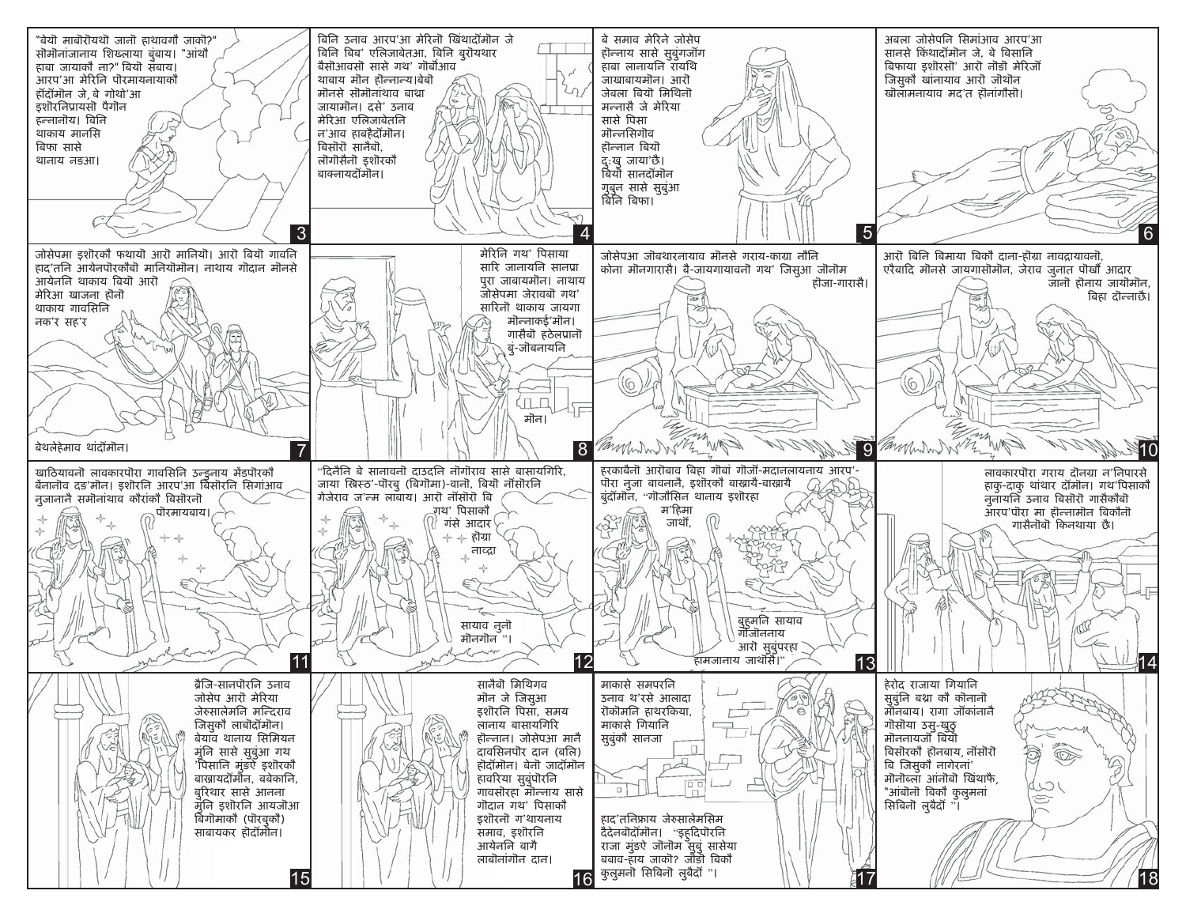"बेयो माबोरोयथो जानो हाथावगौ जाको?" सोमोनांजानाय शिख्लाया बुंबाय। "आंथो हाबा जायाकौ ना?" बियो सबाय। आरप'आ मेरिनि पोरमायनायाको होंदोंमोन जे, बे गोथो'आ इशोरनिप्रायसो पैगोन हन्नानोय। बिनि थाकाय मानसि बिफा सासे थानाय नङआ।

3

बिनि उनाव आरप'आ मेरिनो खिंथादोंमोन जे बिनि बिब' एलिजाबेतआ, बिनि बुरोयथार बैसोआवसो सासे गथ' गोर्बोआव थाबाय मोन होन्नान्य।बेबो मोनसे सोमोनांथाव बाथ्रा जायामोन। दसे' उनाव मेरिआ एलिजाबेतनि न'आव हाबहैदोंमोन। बिसोरो सानैबो, लोगोसैनो इशोरकौ बाक्नायदोंमोन।

4

बे समाव मेरिने जोसेप होन्नाय सासे सुबुंजोंग हाबा लानायनि रायथि जाखाबायमोन। आरो जेबला बियो मिथिनो मन्नासै जे मेरिया सासे पिसा मोन्नसिगोंव होन्नान बियो दुःखु जाया'छै। बियो सानदोंमोन गुबुन सासे सुबुंआ बिनि बिफा।

5

अबला जोसेपनि सिमांआव आरप'आ सानसे किंथादोंमोन जे, बे बिसानि बिफाया इशोरसो' आरो नोंडो मेरिजों जिसुकौ खांनायाव आरो जोथोन खोलामनायाव मद'त होनांगौसो।

6

जोसेपमा इशोरकौ फथायो आरो मानियो। आरो बियो गावनि हाद'तनि आयेनपोरकौबो मानियोमोन। नाथाय गोदान मोनसे आयेननि थाकाय बियो आरो मेरिआ खाजना होनो थाकाय गावसिनि नक'र सह'र

बेथलेहेमाव थांदोंमोन।

7

मेरिनि गथ' पिसाया सारि जानायनि सानप्रा पुरा जाबायमोन। नाथाय जोसेपमा जेरावबो गथ' सारिनो थाकाय जायगा मोन्नाकईमोन। गासैबो हठेलप्रानो बुं-जोबनायनि

मोन।

8

जोसेपआ जोबथारनायाव मोनसे गराय-काग्रा नौनि कोना मोनगारासै। बै-जायगायावनो गथ' जिसुआ जोनोम होजा-गारासै।

9

आरो बिनि बिमाया बिको दाना-होग्रा नावद्रायावनो, एरैबादि मोनसे जायगासोमोन, जेराव जुनात पोखों आदार जानो होनाय जायोमोन, बिहा दोन्नाछै।

10

खाठियावनो लावकारपोरा गावसिनि उन्दुनाय मेंडपोरकौ बेनानोंव दङ'मोन। इशोरनि आरप'आ बिसोरनि सिगांआव नुजानानै समोनांथाव कौरांकौ बिसोरनो पोरमायबाय।

11

"दिनैनि बे सानावनो दाउदनि नोगोराव सासे बासायगिरि, जाया खिस्ठ'-पोरबु (बिगोमा)-वानो, बियो नोंसोरनि गेजेराव ज'न्म लाबाय। आरो नोंसोरो बि गथ' पिसाकौ गंसे आदार होग्रा नाव्द्रा

सायाव नुनो मोनगोन "।

12

हरकाबैनो आरोबाव बिहा गोबां गोजों-मदानलायनाय आरप'-पोरा नुजा बावनानै, इशोरकौ बाख्रायै-बाख्रायै बुंदोंमोन, "गोजोंसिन थानाय इशोरहा म'हिमा जायों, बुहुमनि सायाव गोजोननाय आरो सुबुंपरहा हामजानाय जायोंसै।"

13

लावकारपोरा गराय दोनग्रा न'निपारसे हाकु-दाकु थांथार दोंमोन। गथ'पिसाकौ नुनायनि उनाव बिसोरो गासैकौबो आरप'पोरा मा होन्नामोन बिकौनो गासैनोबो किनथाया छै।

14

ब्रैजि-सानपोरनि उनाव जोसेप आरो मेरिया जेरुसालेमनि मन्दिराव जिसुकौ लाबोदोंमोन। बेयाव थानाय सिमियन मुंनि सासे सुबुंआ गथ 'पिसानि मुंडऐ इशोरकौ बाख्रायदोंमोन, बबेकानि, बुरिथार सासे आनना मुंनि इशोरनि आयजोआ बिगोमाकौ (पोरबुकौ) साबायकर होदोंमोन।

15

सानैबो मिथिगव मोन जे जिसुआ इशोरनि पिसा, समय लानाय बासायगिरि होन्नान। जोसेपआ मानै दावसिनपोर दान (बलि) होदोंमोन। बेनो जादोंमोन हाबरिया सुबुंपोरनि गावसोरहा मोन्नाय सासे गोदान गथ' पिसाकौ इशोरनो ग'थायनाय समाव, इशोरनि आयेननि बागै लाबोनांगोन दान।

16

माकासे समपरनि उनाव थ'रसे आलादा रोकोमनि हाथरकिया, माकासे गियानि सुबुंको सानजा

हाद'तनिफ्राय जेरुसालेमसिम दैदेनबोदोंमोन। "इहुदिपोरनि राजा मुंडऐ जोनोम सुबुं सासेया बबाव-हाय जाको? जोंडो बिकौ कुलुमनो सिबिनो लुबैदों "।

17

हेराद राजाया गियानि सुबुंनि बथ्रा कौ कोनानो मोनबाय। रागा जोंकानानै गोसोया उसु-खुठु मोननायजों बियो बिसोरकौ होनबाय, नोंसोरो बि जिसुकौ नागेरनां मोनोब्ला आंनोबो खिंथाफै, "आंबोनो बिकौ कुलुमनां सिबिनो लुबैदों "।

18